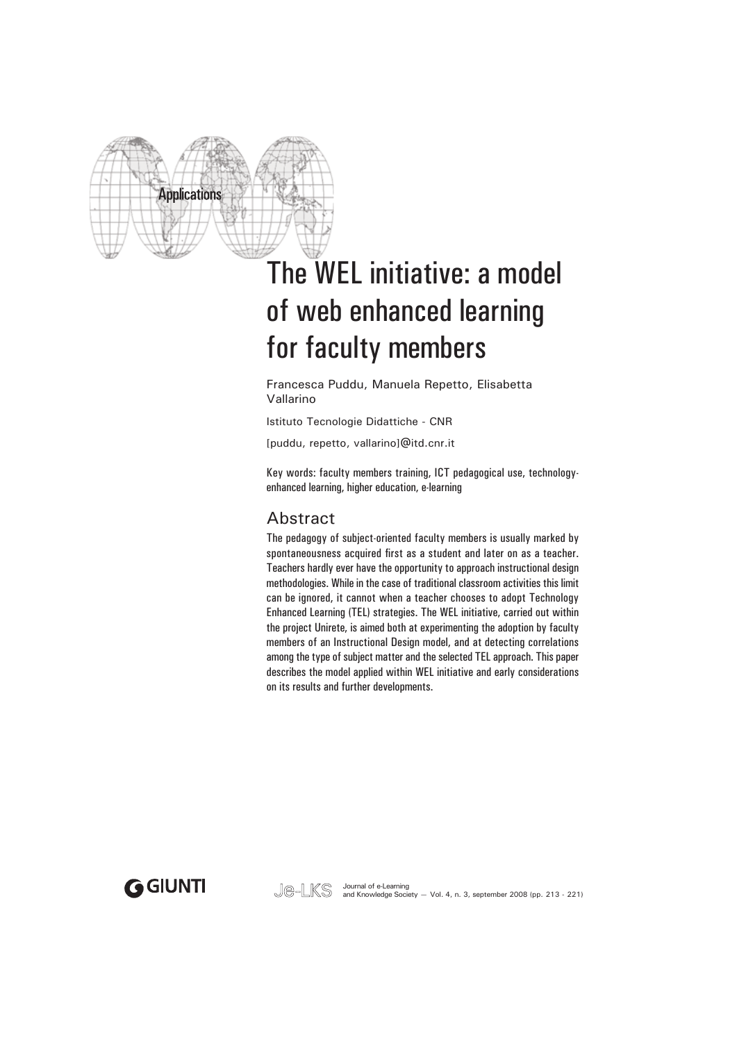Applications

# The WEL initiative: a model of web enhanced learning for faculty members

Francesca Puddu, Manuela Repetto, Elisabetta Vallarino

Istituto Tecnologie Didattiche - CNR

[puddu, repetto, vallarino]@itd.cnr.it

Key words: faculty members training, ICT pedagogical use, technology-enhanced learning, higher education, e-learning

## Abstract

The pedagogy of subject-oriented faculty members is usually marked by spontaneousness acquired first as a student and later on as a teacher. Teachers hardly ever have the opportunity to approach instructional design methodologies. While in the case of traditional classroom activities this limit can be ignored, it cannot when a teacher chooses to adopt Technology Enhanced Learning (TEL) strategies. The WEL initiative, carried out within the project Unirete, is aimed both at experimenting the adoption by faculty members of an Instructional Design model, and at detecting correlations among the type of subject matter and the selected TEL approach. This paper describes the model applied within WEL initiative and early considerations on its results and further developments.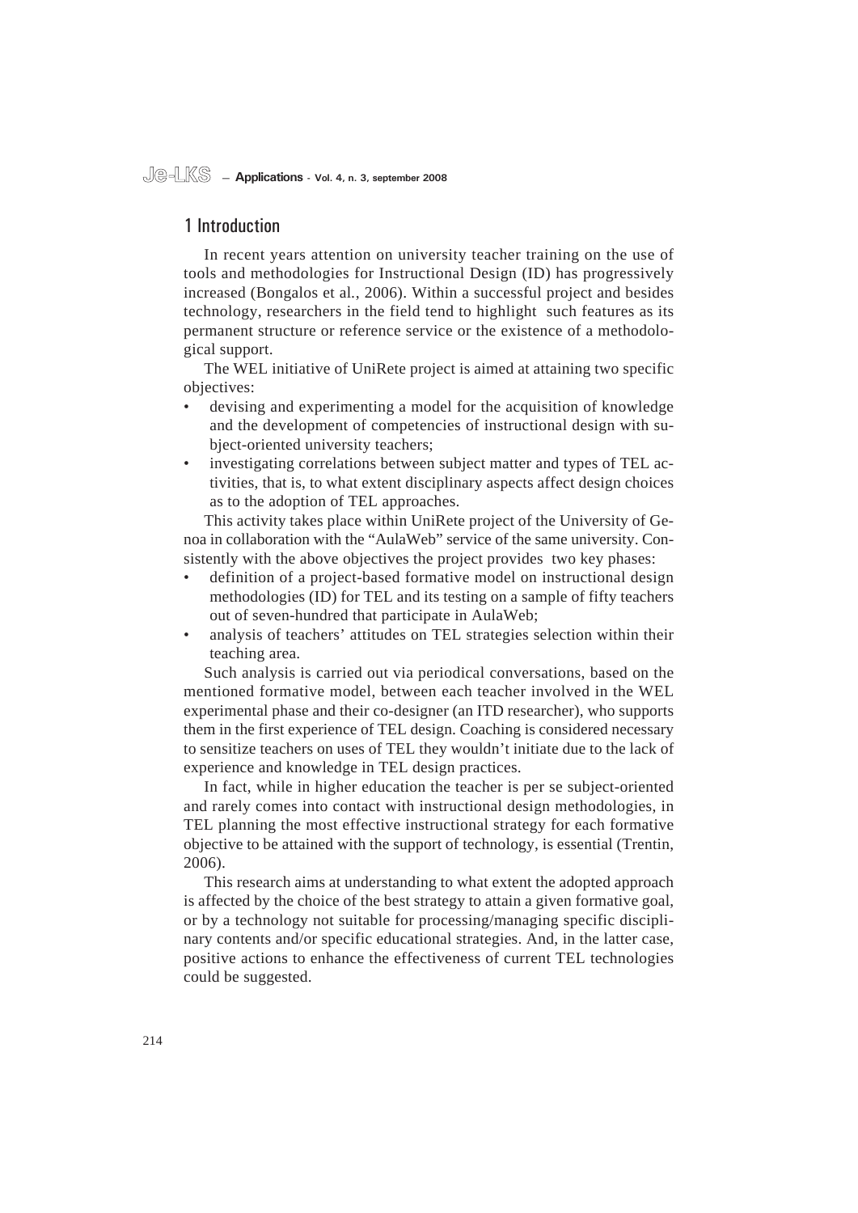## 1 Introduction

In recent years attention on university teacher training on the use of tools and methodologies for Instructional Design (ID) has progressively increased (Bongalos et al., 2006). Within a successful project and besides technology, researchers in the field tend to highlight such features as its permanent structure or reference service or the existence of a methodological support.

The WEL initiative of UniRete project is aimed at attaining two specific objectives:

- devising and experimenting a model for the acquisition of knowledge and the development of competencies of instructional design with subject-oriented university teachers;
- investigating correlations between subject matter and types of TEL activities, that is, to what extent disciplinary aspects affect design choices as to the adoption of TEL approaches.

This activity takes place within UniRete project of the University of Genoa in collaboration with the "AulaWeb" service of the same university. Consistently with the above objectives the project provides two key phases:

- definition of a project-based formative model on instructional design methodologies (ID) for TEL and its testing on a sample of fifty teachers out of seven-hundred that participate in AulaWeb;
- analysis of teachers' attitudes on TEL strategies selection within their teaching area.

Such analysis is carried out via periodical conversations, based on the mentioned formative model, between each teacher involved in the WEL experimental phase and their co-designer (an ITD researcher), who supports them in the first experience of TEL design. Coaching is considered necessary to sensitize teachers on uses of TEL they wouldn't initiate due to the lack of experience and knowledge in TEL design practices.

In fact, while in higher education the teacher is per se subject-oriented and rarely comes into contact with instructional design methodologies, in TEL planning the most effective instructional strategy for each formative objective to be attained with the support of technology, is essential (Trentin, 2006).

This research aims at understanding to what extent the adopted approach is affected by the choice of the best strategy to attain a given formative goal, or by a technology not suitable for processing/managing specific disciplinary contents and/or specific educational strategies. And, in the latter case, positive actions to enhance the effectiveness of current TEL technologies could be suggested.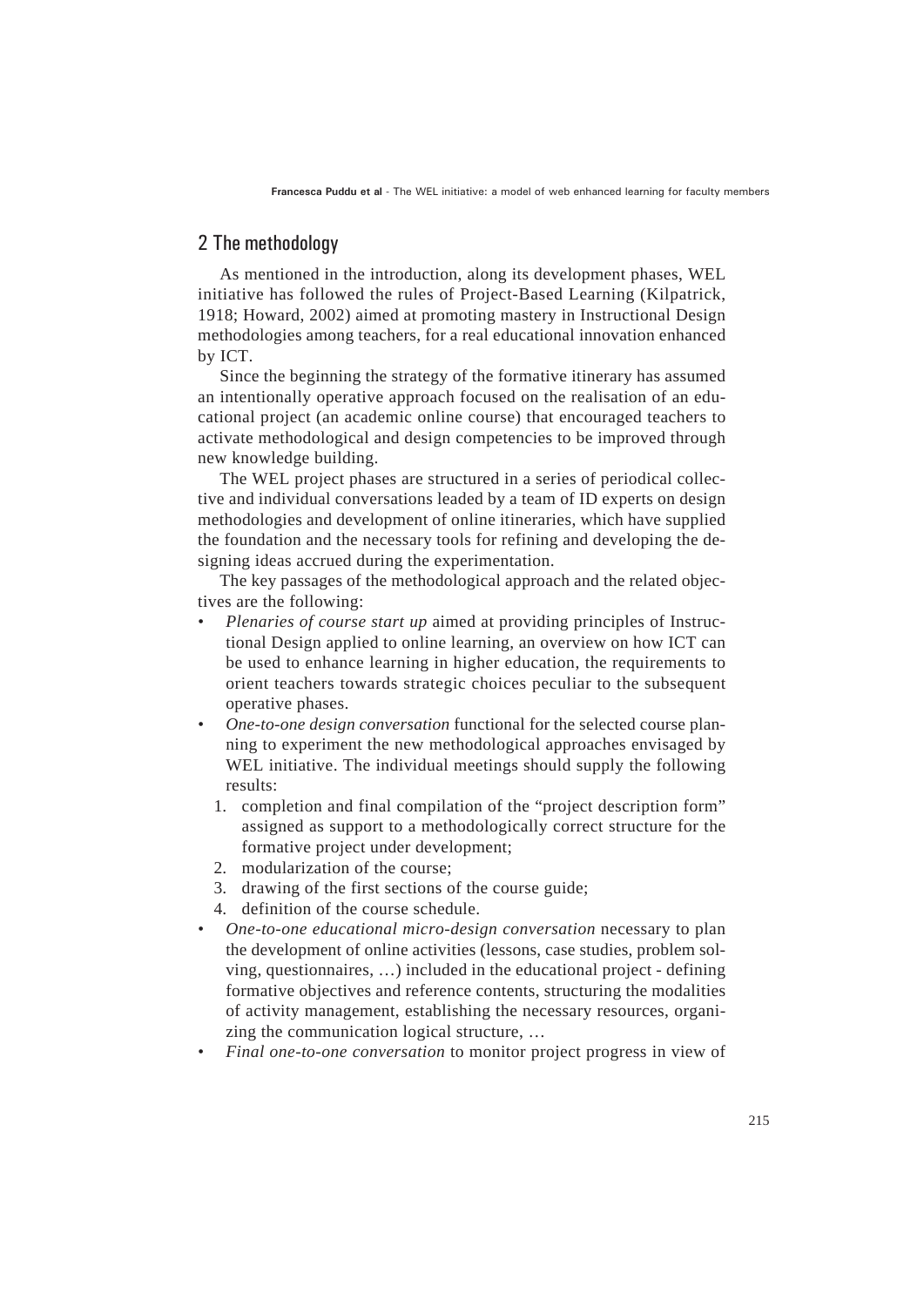## 2 The methodology

As mentioned in the introduction, along its development phases, WEL initiative has followed the rules of Project-Based Learning (Kilpatrick, 1918; Howard, 2002) aimed at promoting mastery in Instructional Design methodologies among teachers, for a real educational innovation enhanced by ICT.

Since the beginning the strategy of the formative itinerary has assumed an intentionally operative approach focused on the realisation of an educational project (an academic online course) that encouraged teachers to activate methodological and design competencies to be improved through new knowledge building.

The WEL project phases are structured in a series of periodical collective and individual conversations leaded by a team of ID experts on design methodologies and development of online itineraries, which have supplied the foundation and the necessary tools for refining and developing the designing ideas accrued during the experimentation.

The key passages of the methodological approach and the related objectives are the following:

- *Plenaries of course start up* aimed at providing principles of Instructional Design applied to online learning, an overview on how ICT can be used to enhance learning in higher education, the requirements to orient teachers towards strategic choices peculiar to the subsequent operative phases.
- *One-to-one design conversation* functional for the selected course planning to experiment the new methodological approaches envisaged by WEL initiative. The individual meetings should supply the following results:
  1. completion and final compilation of the "project description form" assigned as support to a methodologically correct structure for the formative project under development;
  2. modularization of the course;
  3. drawing of the first sections of the course guide;
  4. definition of the course schedule.
- *One-to-one educational micro-design conversation* necessary to plan the development of online activities (lessons, case studies, problem solving, questionnaires, …) included in the educational project - defining formative objectives and reference contents, structuring the modalities of activity management, establishing the necessary resources, organizing the communication logical structure, …
- *Final one-to-one conversation* to monitor project progress in view of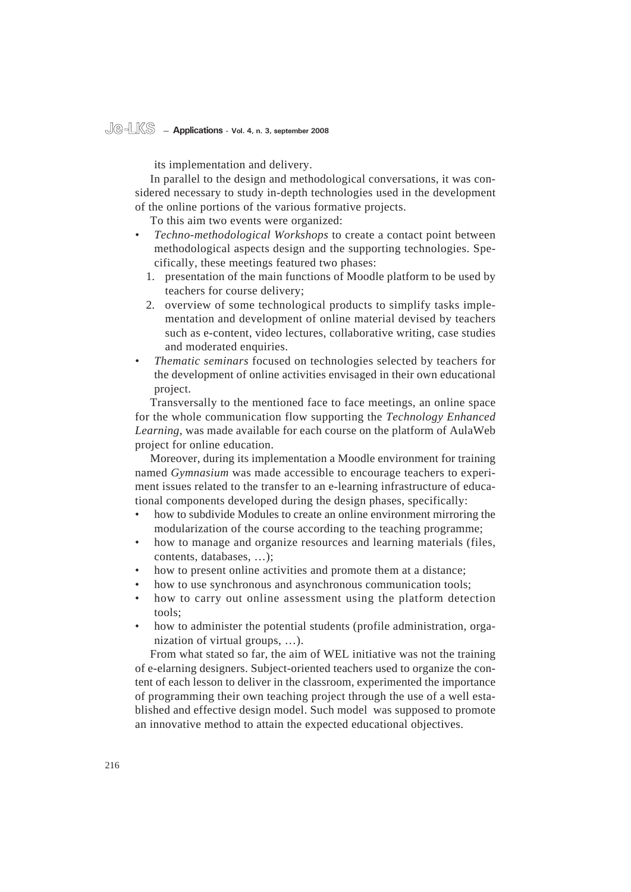its implementation and delivery.

In parallel to the design and methodological conversations, it was considered necessary to study in-depth technologies used in the development of the online portions of the various formative projects.

To this aim two events were organized:

- *Techno-methodological Workshops* to create a contact point between methodological aspects design and the supporting technologies. Specifically, these meetings featured two phases:
  1. presentation of the main functions of Moodle platform to be used by teachers for course delivery;
  2. overview of some technological products to simplify tasks implementation and development of online material devised by teachers such as e-content, video lectures, collaborative writing, case studies and moderated enquiries.
- *Thematic seminars* focused on technologies selected by teachers for the development of online activities envisaged in their own educational project.

Transversally to the mentioned face to face meetings, an online space for the whole communication flow supporting the *Technology Enhanced Learning*, was made available for each course on the platform of AulaWeb project for online education.

Moreover, during its implementation a Moodle environment for training named *Gymnasium* was made accessible to encourage teachers to experiment issues related to the transfer to an e-learning infrastructure of educational components developed during the design phases, specifically:

- how to subdivide Modules to create an online environment mirroring the modularization of the course according to the teaching programme;
- how to manage and organize resources and learning materials (files, contents, databases, …);
- how to present online activities and promote them at a distance;
- how to use synchronous and asynchronous communication tools;
- how to carry out online assessment using the platform detection tools;
- how to administer the potential students (profile administration, organization of virtual groups, …).

From what stated so far, the aim of WEL initiative was not the training of e-elarning designers. Subject-oriented teachers used to organize the content of each lesson to deliver in the classroom, experimented the importance of programming their own teaching project through the use of a well established and effective design model. Such model was supposed to promote an innovative method to attain the expected educational objectives.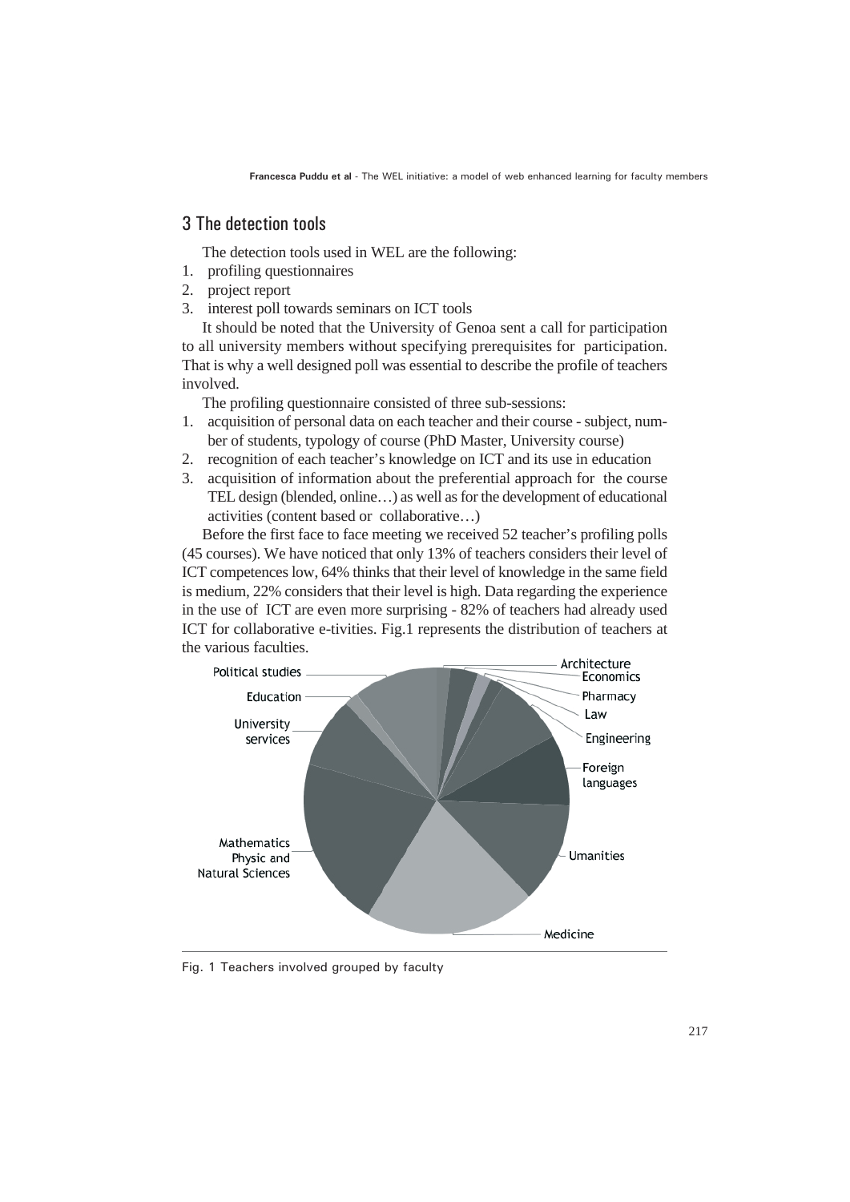## 3 The detection tools

The detection tools used in WEL are the following:

1. profiling questionnaires
2. project report
3. interest poll towards seminars on ICT tools

It should be noted that the University of Genoa sent a call for participation to all university members without specifying prerequisites for participation. That is why a well designed poll was essential to describe the profile of teachers involved.

The profiling questionnaire consisted of three sub-sessions:

1. acquisition of personal data on each teacher and their course - subject, number of students, typology of course (PhD Master, University course)
2. recognition of each teacher's knowledge on ICT and its use in education
3. acquisition of information about the preferential approach for the course TEL design (blended, online…) as well as for the development of educational activities (content based or collaborative…)

Before the first face to face meeting we received 52 teacher's profiling polls (45 courses). We have noticed that only 13% of teachers considers their level of ICT competences low, 64% thinks that their level of knowledge in the same field is medium, 22% considers that their level is high. Data regarding the experience in the use of ICT are even more surprising - 82% of teachers had already used ICT for collaborative e-tivities. Fig.1 represents the distribution of teachers at the various faculties.

Fig. 1 Teachers involved grouped by faculty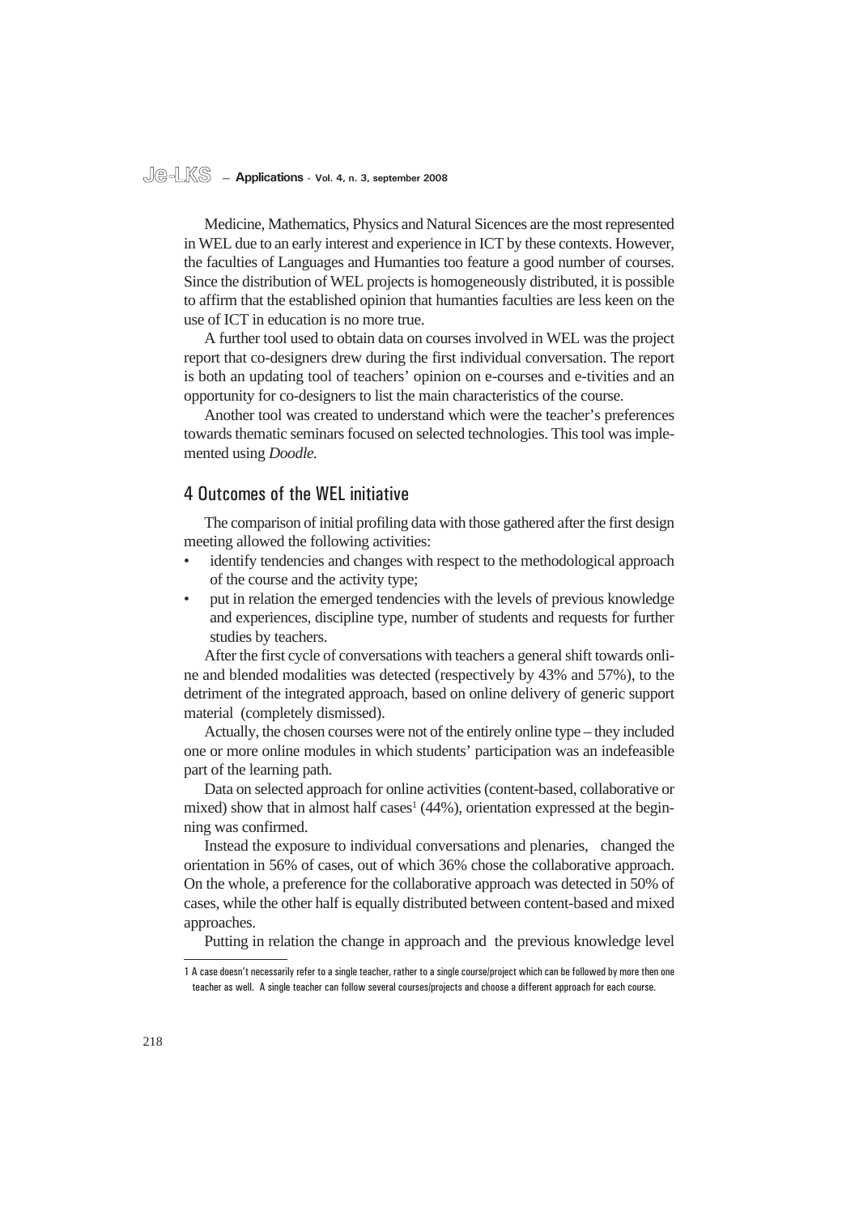Medicine, Mathematics, Physics and Natural Sicences are the most represented in WEL due to an early interest and experience in ICT by these contexts. However, the faculties of Languages and Humanties too feature a good number of courses. Since the distribution of WEL projects is homogeneously distributed, it is possible to affirm that the established opinion that humanties faculties are less keen on the use of ICT in education is no more true.

A further tool used to obtain data on courses involved in WEL was the project report that co-designers drew during the first individual conversation. The report is both an updating tool of teachers' opinion on e-courses and e-tivities and an opportunity for co-designers to list the main characteristics of the course.

Another tool was created to understand which were the teacher's preferences towards thematic seminars focused on selected technologies. This tool was implemented using *Doodle.*

## 4 Outcomes of the WEL initiative

The comparison of initial profiling data with those gathered after the first design meeting allowed the following activities:

- identify tendencies and changes with respect to the methodological approach of the course and the activity type;
- put in relation the emerged tendencies with the levels of previous knowledge and experiences, discipline type, number of students and requests for further studies by teachers.

After the first cycle of conversations with teachers a general shift towards online and blended modalities was detected (respectively by 43% and 57%), to the detriment of the integrated approach, based on online delivery of generic support material (completely dismissed).

Actually, the chosen courses were not of the entirely online type – they included one or more online modules in which students' participation was an indefeasible part of the learning path.

Data on selected approach for online activities (content-based, collaborative or mixed) show that in almost half cases[1] (44%), orientation expressed at the beginning was confirmed.

Instead the exposure to individual conversations and plenaries, changed the orientation in 56% of cases, out of which 36% chose the collaborative approach. On the whole, a preference for the collaborative approach was detected in 50% of cases, while the other half is equally distributed between content-based and mixed approaches.

Putting in relation the change in approach and the previous knowledge level

[1] A case doesn't necessarily refer to a single teacher, rather to a single course/project which can be followed by more then one teacher as well. A single teacher can follow several courses/projects and choose a different approach for each course.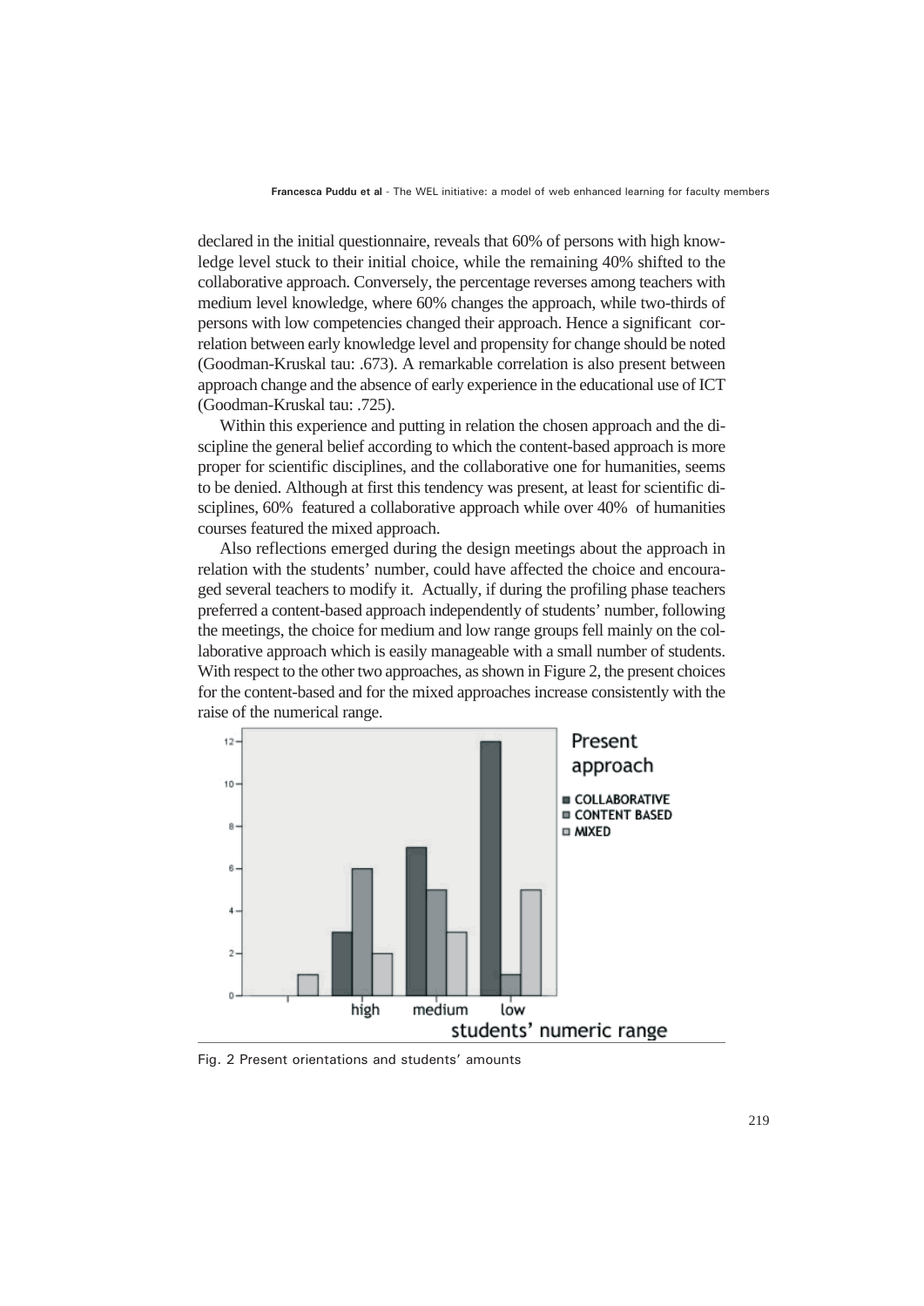declared in the initial questionnaire, reveals that 60% of persons with high knowledge level stuck to their initial choice, while the remaining 40% shifted to the collaborative approach. Conversely, the percentage reverses among teachers with medium level knowledge, where 60% changes the approach, while two-thirds of persons with low competencies changed their approach. Hence a significant correlation between early knowledge level and propensity for change should be noted (Goodman-Kruskal tau: .673). A remarkable correlation is also present between approach change and the absence of early experience in the educational use of ICT (Goodman-Kruskal tau: .725).

Within this experience and putting in relation the chosen approach and the discipline the general belief according to which the content-based approach is more proper for scientific disciplines, and the collaborative one for humanities, seems to be denied. Although at first this tendency was present, at least for scientific disciplines, 60% featured a collaborative approach while over 40% of humanities courses featured the mixed approach.

Also reflections emerged during the design meetings about the approach in relation with the students' number, could have affected the choice and encouraged several teachers to modify it. Actually, if during the profiling phase teachers preferred a content-based approach independently of students' number, following the meetings, the choice for medium and low range groups fell mainly on the collaborative approach which is easily manageable with a small number of students. With respect to the other two approaches, as shown in Figure 2, the present choices for the content-based and for the mixed approaches increase consistently with the raise of the numerical range.

Fig. 2 Present orientations and students' amounts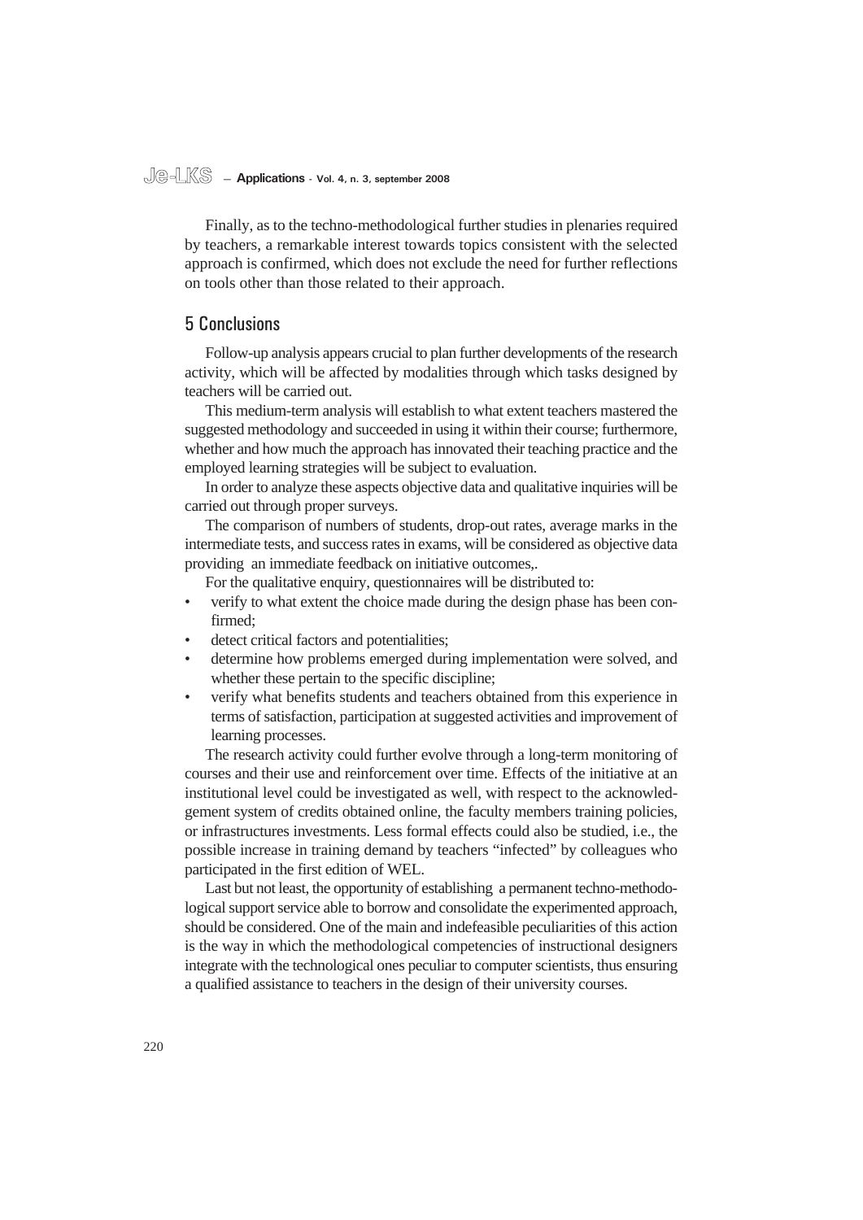Finally, as to the techno-methodological further studies in plenaries required by teachers, a remarkable interest towards topics consistent with the selected approach is confirmed, which does not exclude the need for further reflections on tools other than those related to their approach.

## 5 Conclusions

Follow-up analysis appears crucial to plan further developments of the research activity, which will be affected by modalities through which tasks designed by teachers will be carried out.

This medium-term analysis will establish to what extent teachers mastered the suggested methodology and succeeded in using it within their course; furthermore, whether and how much the approach has innovated their teaching practice and the employed learning strategies will be subject to evaluation.

In order to analyze these aspects objective data and qualitative inquiries will be carried out through proper surveys.

The comparison of numbers of students, drop-out rates, average marks in the intermediate tests, and success rates in exams, will be considered as objective data providing an immediate feedback on initiative outcomes,.

For the qualitative enquiry, questionnaires will be distributed to:

- verify to what extent the choice made during the design phase has been confirmed;
- detect critical factors and potentialities;
- determine how problems emerged during implementation were solved, and whether these pertain to the specific discipline;
- verify what benefits students and teachers obtained from this experience in terms of satisfaction, participation at suggested activities and improvement of learning processes.

The research activity could further evolve through a long-term monitoring of courses and their use and reinforcement over time. Effects of the initiative at an institutional level could be investigated as well, with respect to the acknowledgement system of credits obtained online, the faculty members training policies, or infrastructures investments. Less formal effects could also be studied, i.e., the possible increase in training demand by teachers "infected" by colleagues who participated in the first edition of WEL.

Last but not least, the opportunity of establishing a permanent techno-methodological support service able to borrow and consolidate the experimented approach, should be considered. One of the main and indefeasible peculiarities of this action is the way in which the methodological competencies of instructional designers integrate with the technological ones peculiar to computer scientists, thus ensuring a qualified assistance to teachers in the design of their university courses.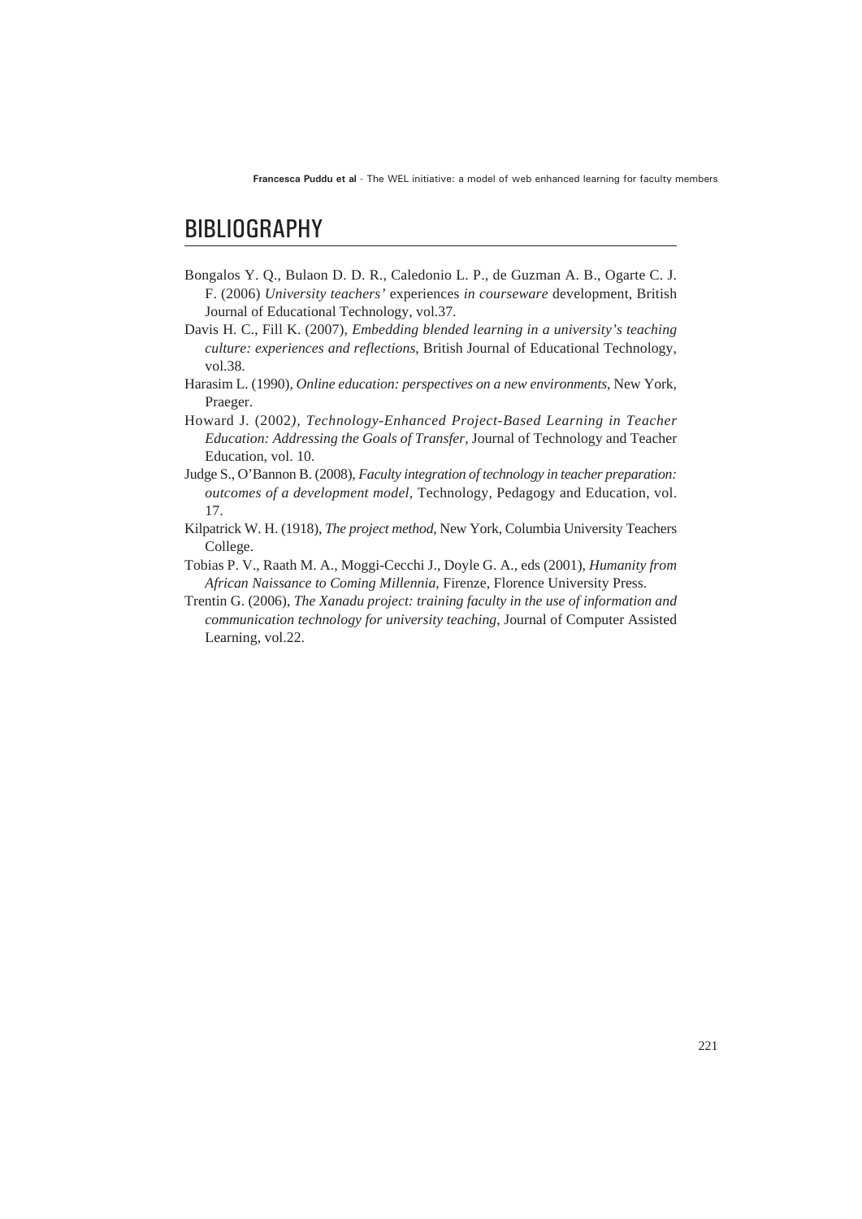# BIBLIOGRAPHY

Bongalos Y. Q., Bulaon D. D. R., Caledonio L. P., de Guzman A. B., Ogarte C. J. F. (2006) *University teachers'* experiences *in courseware* development, British Journal of Educational Technology, vol.37.

Davis H. C., Fill K. (2007), *Embedding blended learning in a university's teaching culture: experiences and reflections*, British Journal of Educational Technology, vol.38.

Harasim L. (1990), *Online education: perspectives on a new environments*, New York, Praeger.

Howard J. (2002*), Technology-Enhanced Project-Based Learning in Teacher Education: Addressing the Goals of Transfer*, Journal of Technology and Teacher Education, vol. 10.

Judge S., O'Bannon B. (2008), *Faculty integration of technology in teacher preparation: outcomes of a development model*, Technology, Pedagogy and Education, vol. 17.

Kilpatrick W. H. (1918), *The project method*, New York, Columbia University Teachers College.

Tobias P. V., Raath M. A., Moggi-Cecchi J., Doyle G. A., eds (2001), *Humanity from African Naissance to Coming Millennia*, Firenze, Florence University Press.

Trentin G. (2006), *The Xanadu project: training faculty in the use of information and communication technology for university teaching*, Journal of Computer Assisted Learning, vol.22.